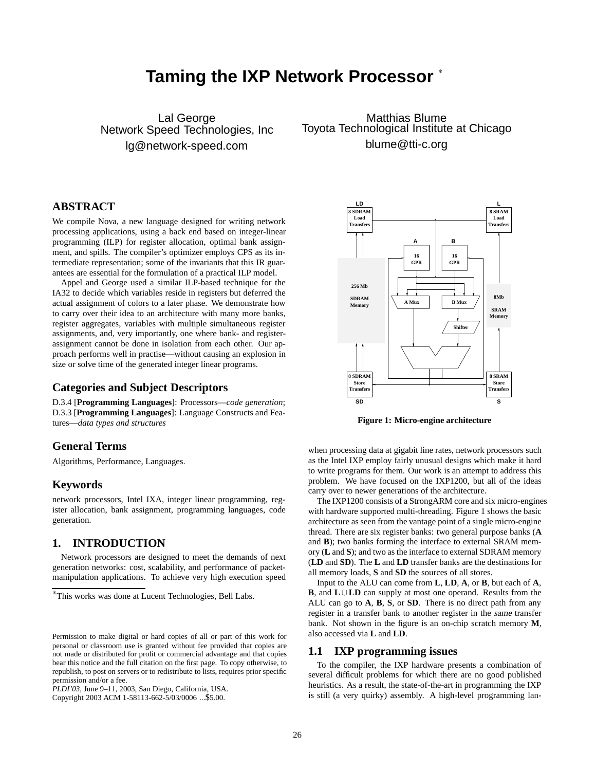# Taming the IXP Network Processor [*]

Lal George
Network Speed Technologies, Inc
lg@network-speed.com

Matthias Blume
Toyota Technological Institute at Chicago
blume@tti-c.org

## ABSTRACT

We compile Nova, a new language designed for writing network processing applications, using a back end based on integer-linear programming (ILP) for register allocation, optimal bank assignment, and spills. The compiler's optimizer employs CPS as its intermediate representation; some of the invariants that this IR guarantees are essential for the formulation of a practical ILP model.

Appel and George used a similar ILP-based technique for the IA32 to decide which variables reside in registers but deferred the actual assignment of colors to a later phase. We demonstrate how to carry over their idea to an architecture with many more banks, register aggregates, variables with multiple simultaneous register assignments, and, very importantly, one where bank- and register-assignment cannot be done in isolation from each other. Our approach performs well in practise—without causing an explosion in size or solve time of the generated integer linear programs.

## Categories and Subject Descriptors

D.3.4 [**Programming Languages**]: Processors—*code generation*; D.3.3 [**Programming Languages**]: Language Constructs and Features—*data types and structures*

## General Terms

Algorithms, Performance, Languages.

## Keywords

network processors, Intel IXA, integer linear programming, register allocation, bank assignment, programming languages, code generation.

## 1. INTRODUCTION

Network processors are designed to meet the demands of next generation networks: cost, scalability, and performance of packet-manipulation applications. To achieve very high execution speed when processing data at gigabit line rates, network processors such as the Intel IXP employ fairly unusual designs which make it hard to write programs for them. Our work is an attempt to address this problem. We have focused on the IXP1200, but all of the ideas carry over to newer generations of the architecture.

[*]This works was done at Lucent Technologies, Bell Labs.

Permission to make digital or hard copies of all or part of this work for personal or classroom use is granted without fee provided that copies are not made or distributed for profit or commercial advantage and that copies bear this notice and the full citation on the first page. To copy otherwise, to republish, to post on servers or to redistribute to lists, requires prior specific permission and/or a fee.
*PLDI'03*, June 9–11, 2003, San Diego, California, USA.
Copyright 2003 ACM 1-58113-662-5/03/0006 ...$5.00.

Figure 1: Micro-engine architecture

The IXP1200 consists of a StrongARM core and six micro-engines with hardware supported multi-threading. Figure 1 shows the basic architecture as seen from the vantage point of a single micro-engine thread. There are six register banks: two general purpose banks (**A** and **B**); two banks forming the interface to external SRAM memory (**L** and **S**); and two as the interface to external SDRAM memory (**LD** and **SD**). The **L** and **LD** transfer banks are the destinations for all memory loads, **S** and **SD** the sources of all stores.

Input to the ALU can come from **L**, **LD**, **A**, or **B**, but each of **A**, **B**, and **L** $\cup$ **LD** can supply at most one operand. Results from the ALU can go to **A**, **B**, **S**, or **SD**. There is no direct path from any register in a transfer bank to another register in the *same* transfer bank. Not shown in the figure is an on-chip scratch memory **M**, also accessed via **L** and **LD**.

### 1.1 IXP programming issues

To the compiler, the IXP hardware presents a combination of several difficult problems for which there are no good published heuristics. As a result, the state-of-the-art in programming the IXP is still (a very quirky) assembly. A high-level programming lan-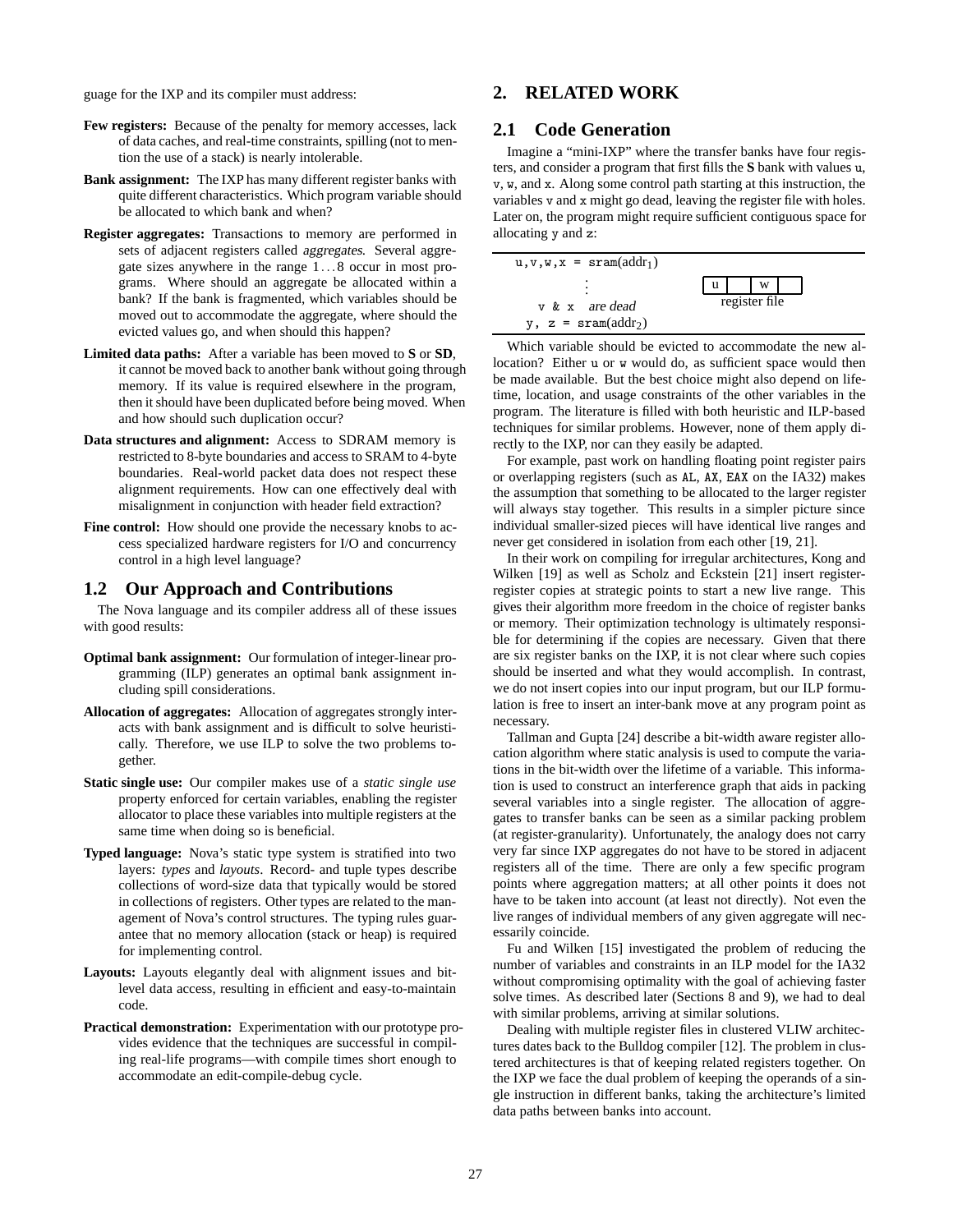guage for the IXP and its compiler must address:

- **Few registers:** Because of the penalty for memory accesses, lack of data caches, and real-time constraints, spilling (not to mention the use of a stack) is nearly intolerable.
- **Bank assignment:** The IXP has many different register banks with quite different characteristics. Which program variable should be allocated to which bank and when?
- **Register aggregates:** Transactions to memory are performed in sets of adjacent registers called *aggregates*. Several aggregate sizes anywhere in the range $1 \ldots 8$ occur in most programs. Where should an aggregate be allocated within a bank? If the bank is fragmented, which variables should be moved out to accommodate the aggregate, where should the evicted values go, and when should this happen?
- **Limited data paths:** After a variable has been moved to **S** or **SD**, it cannot be moved back to another bank without going through memory. If its value is required elsewhere in the program, then it should have been duplicated before being moved. When and how should such duplication occur?
- **Data structures and alignment:** Access to SDRAM memory is restricted to 8-byte boundaries and access to SRAM to 4-byte boundaries. Real-world packet data does not respect these alignment requirements. How can one effectively deal with misalignment in conjunction with header field extraction?
- **Fine control:** How should one provide the necessary knobs to access specialized hardware registers for I/O and concurrency control in a high level language?

## 1.2 Our Approach and Contributions

The Nova language and its compiler address all of these issues with good results:

- **Optimal bank assignment:** Our formulation of integer-linear programming (ILP) generates an optimal bank assignment including spill considerations.
- **Allocation of aggregates:** Allocation of aggregates strongly interacts with bank assignment and is difficult to solve heuristically. Therefore, we use ILP to solve the two problems together.
- **Static single use:** Our compiler makes use of a *static single use* property enforced for certain variables, enabling the register allocator to place these variables into multiple registers at the same time when doing so is beneficial.
- **Typed language:** Nova's static type system is stratified into two layers: *types* and *layouts*. Record- and tuple types describe collections of word-size data that typically would be stored in collections of registers. Other types are related to the management of Nova's control structures. The typing rules guarantee that no memory allocation (stack or heap) is required for implementing control.
- **Layouts:** Layouts elegantly deal with alignment issues and bit-level data access, resulting in efficient and easy-to-maintain code.
- **Practical demonstration:** Experimentation with our prototype provides evidence that the techniques are successful in compiling real-life programs—with compile times short enough to accommodate an edit-compile-debug cycle.

# 2. RELATED WORK

## 2.1 Code Generation

Imagine a "mini-IXP" where the transfer banks have four registers, and consider a program that first fills the **S** bank with values u, v, w, and x. Along some control path starting at this instruction, the variables v and x might go dead, leaving the register file with holes. Later on, the program might require sufficient contiguous space for allocating y and z:

```
u,v,w,x = sram(addr1)
        ⋮
    v & x  are dead
  y, z = sram(addr2)
```

| u | | w | |
|---|---|---|---|

register file

Which variable should be evicted to accommodate the new allocation? Either u or w would do, as sufficient space would then be made available. But the best choice might also depend on lifetime, location, and usage constraints of the other variables in the program. The literature is filled with both heuristic and ILP-based techniques for similar problems. However, none of them apply directly to the IXP, nor can they easily be adapted.

For example, past work on handling floating point register pairs or overlapping registers (such as AL, AX, EAX on the IA32) makes the assumption that something to be allocated to the larger register will always stay together. This results in a simpler picture since individual smaller-sized pieces will have identical live ranges and never get considered in isolation from each other [19, 21].

In their work on compiling for irregular architectures, Kong and Wilken [19] as well as Scholz and Eckstein [21] insert register-register copies at strategic points to start a new live range. This gives their algorithm more freedom in the choice of register banks or memory. Their optimization technology is ultimately responsible for determining if the copies are necessary. Given that there are six register banks on the IXP, it is not clear where such copies should be inserted and what they would accomplish. In contrast, we do not insert copies into our input program, but our ILP formulation is free to insert an inter-bank move at any program point as necessary.

Tallman and Gupta [24] describe a bit-width aware register allocation algorithm where static analysis is used to compute the variations in the bit-width over the lifetime of a variable. This information is used to construct an interference graph that aids in packing several variables into a single register. The allocation of aggregates to transfer banks can be seen as a similar packing problem (at register-granularity). Unfortunately, the analogy does not carry very far since IXP aggregates do not have to be stored in adjacent registers all of the time. There are only a few specific program points where aggregation matters; at all other points it does not have to be taken into account (at least not directly). Not even the live ranges of individual members of any given aggregate will necessarily coincide.

Fu and Wilken [15] investigated the problem of reducing the number of variables and constraints in an ILP model for the IA32 without compromising optimality with the goal of achieving faster solve times. As described later (Sections 8 and 9), we had to deal with similar problems, arriving at similar solutions.

Dealing with multiple register files in clustered VLIW architectures dates back to the Bulldog compiler [12]. The problem in clustered architectures is that of keeping related registers together. On the IXP we face the dual problem of keeping the operands of a single instruction in different banks, taking the architecture's limited data paths between banks into account.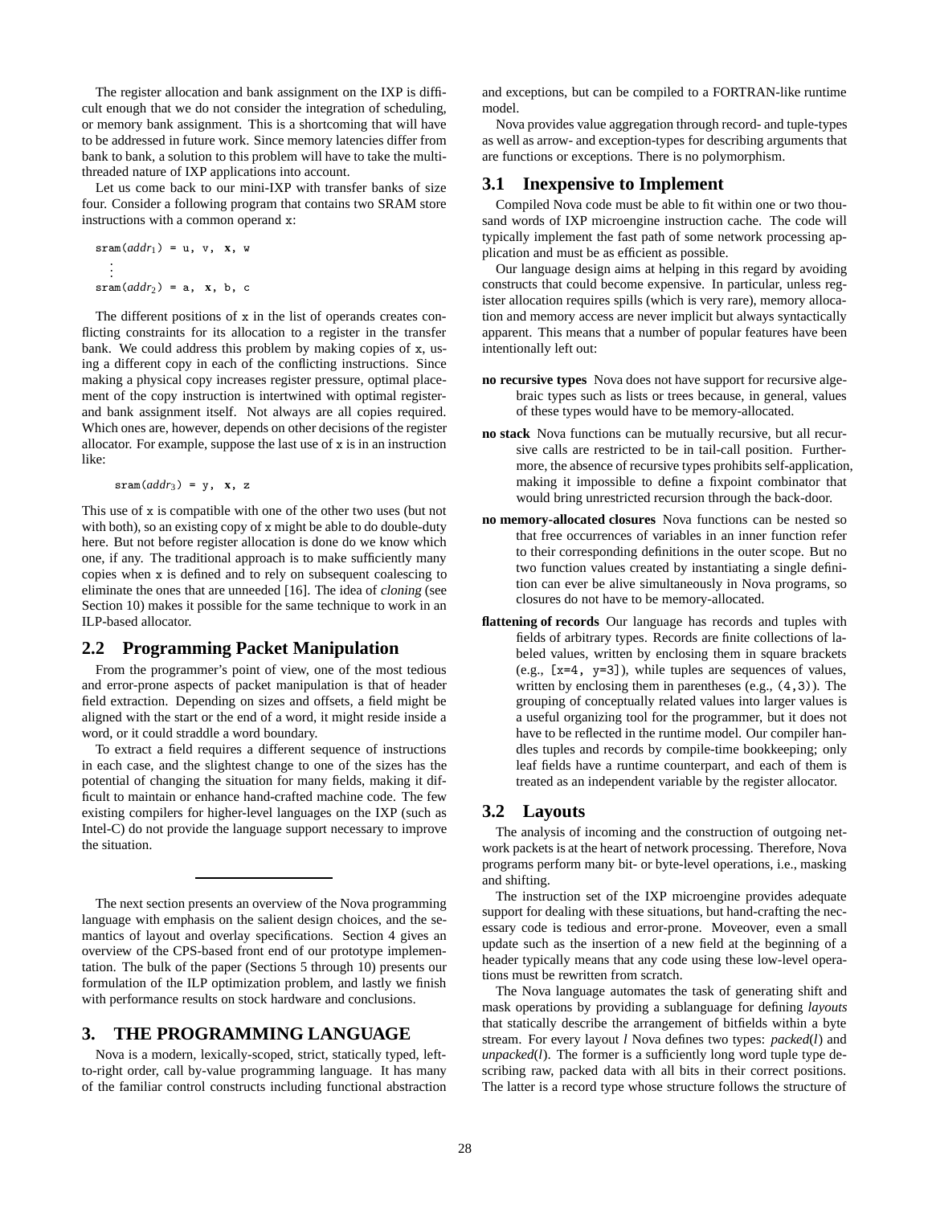The register allocation and bank assignment on the IXP is difficult enough that we do not consider the integration of scheduling, or memory bank assignment. This is a shortcoming that will have to be addressed in future work. Since memory latencies differ from bank to bank, a solution to this problem will have to take the multi-threaded nature of IXP applications into account.

Let us come back to our mini-IXP with transfer banks of size four. Consider a following program that contains two SRAM store instructions with a common operand x:

```
sram(addr1) = u, v, x, w
   ⋮
sram(addr2) = a, x, b, c
```

The different positions of x in the list of operands creates conflicting constraints for its allocation to a register in the transfer bank. We could address this problem by making copies of x, using a different copy in each of the conflicting instructions. Since making a physical copy increases register pressure, optimal placement of the copy instruction is intertwined with optimal register- and bank assignment itself. Not always are all copies required. Which ones are, however, depends on other decisions of the register allocator. For example, suppose the last use of x is in an instruction like:

```
sram(addr3) = y, x, z
```

This use of x is compatible with one of the other two uses (but not with both), so an existing copy of x might be able to do double-duty here. But not before register allocation is done do we know which one, if any. The traditional approach is to make sufficiently many copies when x is defined and to rely on subsequent coalescing to eliminate the ones that are unneeded [16]. The idea of *cloning* (see Section 10) makes it possible for the same technique to work in an ILP-based allocator.

## 2.2 Programming Packet Manipulation

From the programmer's point of view, one of the most tedious and error-prone aspects of packet manipulation is that of header field extraction. Depending on sizes and offsets, a field might be aligned with the start or the end of a word, it might reside inside a word, or it could straddle a word boundary.

To extract a field requires a different sequence of instructions in each case, and the slightest change to one of the sizes has the potential of changing the situation for many fields, making it difficult to maintain or enhance hand-crafted machine code. The few existing compilers for higher-level languages on the IXP (such as Intel-C) do not provide the language support necessary to improve the situation.

---

The next section presents an overview of the Nova programming language with emphasis on the salient design choices, and the semantics of layout and overlay specifications. Section 4 gives an overview of the CPS-based front end of our prototype implementation. The bulk of the paper (Sections 5 through 10) presents our formulation of the ILP optimization problem, and lastly we finish with performance results on stock hardware and conclusions.

# 3. THE PROGRAMMING LANGUAGE

Nova is a modern, lexically-scoped, strict, statically typed, left-to-right order, call by-value programming language. It has many of the familiar control constructs including functional abstraction and exceptions, but can be compiled to a FORTRAN-like runtime model.

Nova provides value aggregation through record- and tuple-types as well as arrow- and exception-types for describing arguments that are functions or exceptions. There is no polymorphism.

## 3.1 Inexpensive to Implement

Compiled Nova code must be able to fit within one or two thousand words of IXP microengine instruction cache. The code will typically implement the fast path of some network processing application and must be as efficient as possible.

Our language design aims at helping in this regard by avoiding constructs that could become expensive. In particular, unless register allocation requires spills (which is very rare), memory allocation and memory access are never implicit but always syntactically apparent. This means that a number of popular features have been intentionally left out:

**no recursive types** Nova does not have support for recursive algebraic types such as lists or trees because, in general, values of these types would have to be memory-allocated.

**no stack** Nova functions can be mutually recursive, but all recursive calls are restricted to be in tail-call position. Furthermore, the absence of recursive types prohibits self-application, making it impossible to define a fixpoint combinator that would bring unrestricted recursion through the back-door.

**no memory-allocated closures** Nova functions can be nested so that free occurrences of variables in an inner function refer to their corresponding definitions in the outer scope. But no two function values created by instantiating a single definition can ever be alive simultaneously in Nova programs, so closures do not have to be memory-allocated.

**flattening of records** Our language has records and tuples with fields of arbitrary types. Records are finite collections of labeled values, written by enclosing them in square brackets (e.g., `[x=4, y=3]`), while tuples are sequences of values, written by enclosing them in parentheses (e.g., `(4,3)`). The grouping of conceptually related values into larger values is a useful organizing tool for the programmer, but it does not have to be reflected in the runtime model. Our compiler handles tuples and records by compile-time bookkeeping; only leaf fields have a runtime counterpart, and each of them is treated as an independent variable by the register allocator.

## 3.2 Layouts

The analysis of incoming and the construction of outgoing network packets is at the heart of network processing. Therefore, Nova programs perform many bit- or byte-level operations, i.e., masking and shifting.

The instruction set of the IXP microengine provides adequate support for dealing with these situations, but hand-crafting the necessary code is tedious and error-prone. Moveover, even a small update such as the insertion of a new field at the beginning of a header typically means that any code using these low-level operations must be rewritten from scratch.

The Nova language automates the task of generating shift and mask operations by providing a sublanguage for defining *layouts* that statically describe the arrangement of bitfields within a byte stream. For every layout *l* Nova defines two types: *packed*(*l*) and *unpacked*(*l*). The former is a sufficiently long word tuple type describing raw, packed data with all bits in their correct positions. The latter is a record type whose structure follows the structure of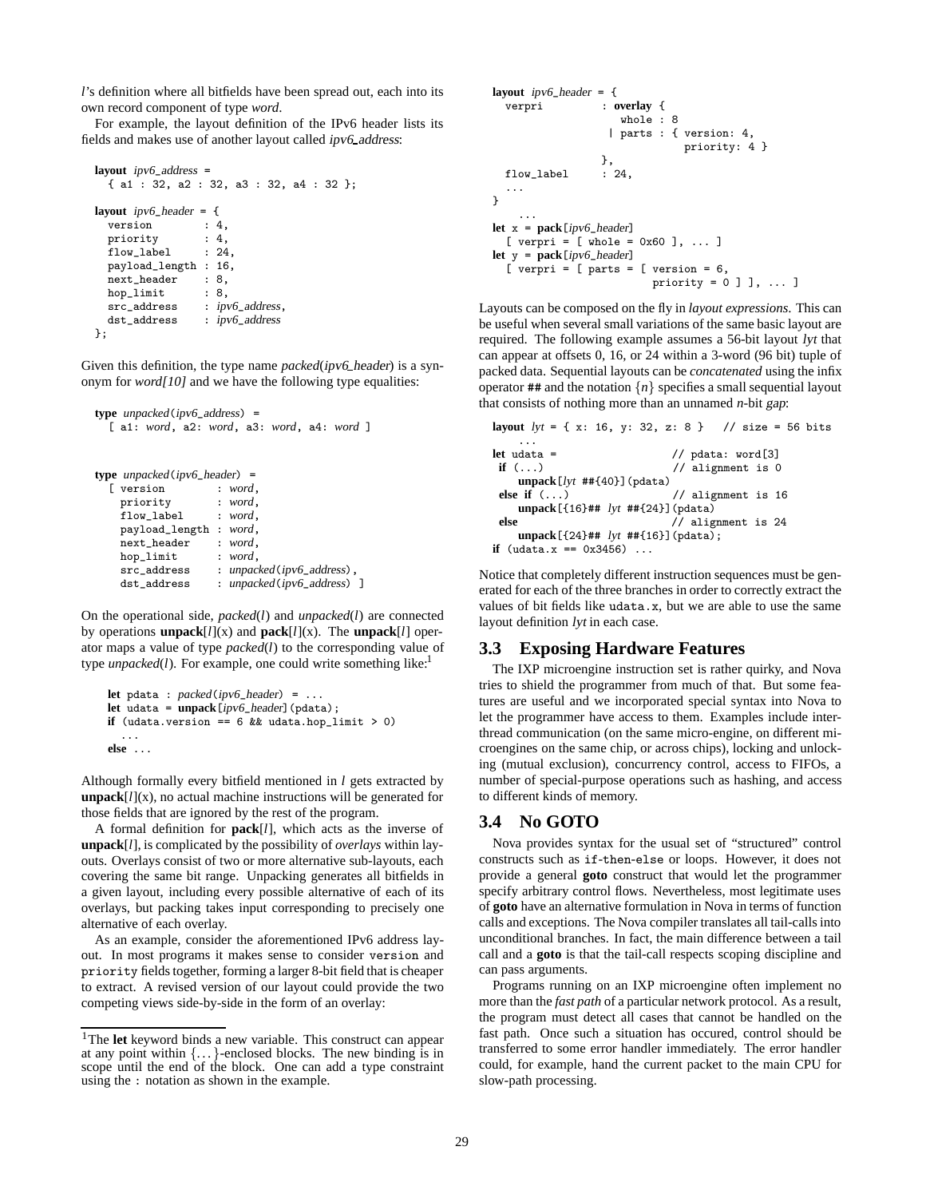*l*'s definition where all bitfields have been spread out, each into its own record component of type *word*.

For example, the layout definition of the IPv6 header lists its fields and makes use of another layout called *ipv6_address*:

```
layout ipv6_address =
  { a1 : 32, a2 : 32, a3 : 32, a4 : 32 };

layout ipv6_header = {
  version        : 4,
  priority       : 4,
  flow_label     : 24,
  payload_length : 16,
  next_header    : 8,
  hop_limit      : 8,
  src_address    : ipv6_address,
  dst_address    : ipv6_address
};
```

Given this definition, the type name *packed*(*ipv6_header*) is a synonym for *word[10]* and we have the following type equalities:

```
type unpacked(ipv6_address) =
  [ a1: word, a2: word, a3: word, a4: word ]


type unpacked(ipv6_header) =
  [ version        : word,
    priority       : word,
    flow_label     : word,
    payload_length : word,
    next_header    : word,
    hop_limit      : word,
    src_address    : unpacked(ipv6_address),
    dst_address    : unpacked(ipv6_address) ]
```

On the operational side, *packed*(*l*) and *unpacked*(*l*) are connected by operations **unpack**[*l*](x) and **pack**[*l*](x). The **unpack**[*l*] operator maps a value of type *packed*(*l*) to the corresponding value of type *unpacked*(*l*). For example, one could write something like:[1]

```
let pdata : packed(ipv6_header) = ...
let udata = unpack[ipv6_header](pdata);
if (udata.version == 6 && udata.hop_limit > 0)
  ...
else ...
```

Although formally every bitfield mentioned in *l* gets extracted by **unpack**[*l*](x), no actual machine instructions will be generated for those fields that are ignored by the rest of the program.

A formal definition for **pack**[*l*], which acts as the inverse of **unpack**[*l*], is complicated by the possibility of *overlays* within layouts. Overlays consist of two or more alternative sub-layouts, each covering the same bit range. Unpacking generates all bitfields in a given layout, including every possible alternative of each of its overlays, but packing takes input corresponding to precisely one alternative of each overlay.

As an example, consider the aforementioned IPv6 address layout. In most programs it makes sense to consider version and priority fields together, forming a larger 8-bit field that is cheaper to extract. A revised version of our layout could provide the two competing views side-by-side in the form of an overlay:

[1] The **let** keyword binds a new variable. This construct can appear at any point within {...}-enclosed blocks. The new binding is in scope until the end of the block. One can add a type constraint using the : notation as shown in the example.

```
layout ipv6_header = {
  verpri         : overlay {
                     whole : 8
                   | parts : { version: 4,
                               priority: 4 }
                   },
  flow_label     : 24,
  ...
}
  ...
let x = pack[ipv6_header]
  [ verpri = [ whole = 0x60 ], ... ]
let y = pack[ipv6_header]
  [ verpri = [ parts = [ version = 6,
                         priority = 0 ] ], ... ]
```

Layouts can be composed on the fly in *layout expressions*. This can be useful when several small variations of the same basic layout are required. The following example assumes a 56-bit layout *lyt* that can appear at offsets 0, 16, or 24 within a 3-word (96 bit) tuple of packed data. Sequential layouts can be *concatenated* using the infix operator ## and the notation $\{n\}$ specifies a small sequential layout that consists of nothing more than an unnamed *n*-bit *gap*:

```
layout lyt = { x: 16, y: 32, z: 8 }   // size = 56 bits
  ...
let udata =                   // pdata: word[3]
 if (...)                     // alignment is 0
    unpack[lyt ##{40}](pdata)
 else if (...)                // alignment is 16
    unpack[{16}## lyt ##{24}](pdata)
 else                         // alignment is 24
    unpack[{24}## lyt ##{16}](pdata);
if (udata.x == 0x3456) ...
```

Notice that completely different instruction sequences must be generated for each of the three branches in order to correctly extract the values of bit fields like udata.x, but we are able to use the same layout definition *lyt* in each case.

### 3.3 Exposing Hardware Features

The IXP microengine instruction set is rather quirky, and Nova tries to shield the programmer from much of that. But some features are useful and we incorporated special syntax into Nova to let the programmer have access to them. Examples include inter-thread communication (on the same micro-engine, on different microengines on the same chip, or across chips), locking and unlocking (mutual exclusion), concurrency control, access to FIFOs, a number of special-purpose operations such as hashing, and access to different kinds of memory.

### 3.4 No GOTO

Nova provides syntax for the usual set of "structured" control constructs such as if-then-else or loops. However, it does not provide a general **goto** construct that would let the programmer specify arbitrary control flows. Nevertheless, most legitimate uses of **goto** have an alternative formulation in Nova in terms of function calls and exceptions. The Nova compiler translates all tail-calls into unconditional branches. In fact, the main difference between a tail call and a **goto** is that the tail-call respects scoping discipline and can pass arguments.

Programs running on an IXP microengine often implement no more than the *fast path* of a particular network protocol. As a result, the program must detect all cases that cannot be handled on the fast path. Once such a situation has occured, control should be transferred to some error handler immediately. The error handler could, for example, hand the current packet to the main CPU for slow-path processing.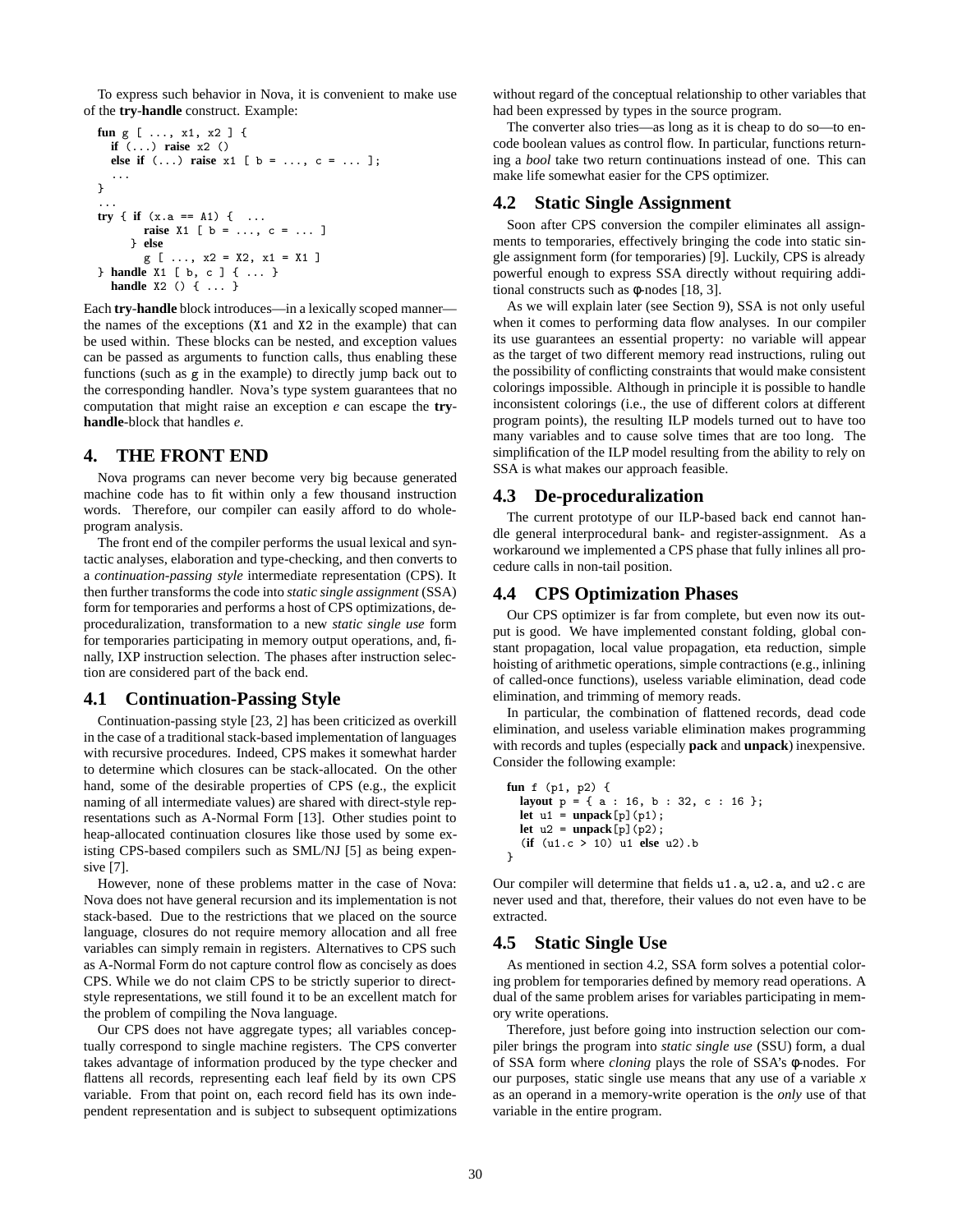To express such behavior in Nova, it is convenient to make use of the **try-handle** construct. Example:

```
fun g [ ..., x1, x2 ] {
  if (...) raise x2 ()
  else if (...) raise x1 [ b = ..., c = ... ];
  ...
}
...
try { if (x.a == A1) {  ...
        raise X1 [ b = ..., c = ... ]
      } else
        g [ ..., x2 = X2, x1 = X1 ]
} handle X1 [ b, c ] { ... }
  handle X2 () { ... }
```

Each **try-handle** block introduces—in a lexically scoped manner—the names of the exceptions (X1 and X2 in the example) that can be used within. These blocks can be nested, and exception values can be passed as arguments to function calls, thus enabling these functions (such as g in the example) to directly jump back out to the corresponding handler. Nova's type system guarantees that no computation that might raise an exception $e$ can escape the **try-handle**-block that handles $e$.

## 4. THE FRONT END

Nova programs can never become very big because generated machine code has to fit within only a few thousand instruction words. Therefore, our compiler can easily afford to do whole-program analysis.

The front end of the compiler performs the usual lexical and syntactic analyses, elaboration and type-checking, and then converts to a *continuation-passing style* intermediate representation (CPS). It then further transforms the code into *static single assignment* (SSA) form for temporaries and performs a host of CPS optimizations, deproceduralization, transformation to a new *static single use* form for temporaries participating in memory output operations, and, finally, IXP instruction selection. The phases after instruction selection are considered part of the back end.

### 4.1 Continuation-Passing Style

Continuation-passing style [23, 2] has been criticized as overkill in the case of a traditional stack-based implementation of languages with recursive procedures. Indeed, CPS makes it somewhat harder to determine which closures can be stack-allocated. On the other hand, some of the desirable properties of CPS (e.g., the explicit naming of all intermediate values) are shared with direct-style representations such as A-Normal Form [13]. Other studies point to heap-allocated continuation closures like those used by some existing CPS-based compilers such as SML/NJ [5] as being expensive [7].

However, none of these problems matter in the case of Nova: Nova does not have general recursion and its implementation is not stack-based. Due to the restrictions that we placed on the source language, closures do not require memory allocation and all free variables can simply remain in registers. Alternatives to CPS such as A-Normal Form do not capture control flow as concisely as does CPS. While we do not claim CPS to be strictly superior to direct-style representations, we still found it to be an excellent match for the problem of compiling the Nova language.

Our CPS does not have aggregate types; all variables conceptually correspond to single machine registers. The CPS converter takes advantage of information produced by the type checker and flattens all records, representing each leaf field by its own CPS variable. From that point on, each record field has its own independent representation and is subject to subsequent optimizations without regard of the conceptual relationship to other variables that had been expressed by types in the source program.

The converter also tries—as long as it is cheap to do so—to encode boolean values as control flow. In particular, functions returning a *bool* take two return continuations instead of one. This can make life somewhat easier for the CPS optimizer.

### 4.2 Static Single Assignment

Soon after CPS conversion the compiler eliminates all assignments to temporaries, effectively bringing the code into static single assignment form (for temporaries) [9]. Luckily, CPS is already powerful enough to express SSA directly without requiring additional constructs such as φ-nodes [18, 3].

As we will explain later (see Section 9), SSA is not only useful when it comes to performing data flow analyses. In our compiler its use guarantees an essential property: no variable will appear as the target of two different memory read instructions, ruling out the possibility of conflicting constraints that would make consistent colorings impossible. Although in principle it is possible to handle inconsistent colorings (i.e., the use of different colors at different program points), the resulting ILP models turned out to have too many variables and to cause solve times that are too long. The simplification of the ILP model resulting from the ability to rely on SSA is what makes our approach feasible.

### 4.3 De-proceduralization

The current prototype of our ILP-based back end cannot handle general interprocedural bank- and register-assignment. As a workaround we implemented a CPS phase that fully inlines all procedure calls in non-tail position.

### 4.4 CPS Optimization Phases

Our CPS optimizer is far from complete, but even now its output is good. We have implemented constant folding, global constant propagation, local value propagation, eta reduction, simple hoisting of arithmetic operations, simple contractions (e.g., inlining of called-once functions), useless variable elimination, dead code elimination, and trimming of memory reads.

In particular, the combination of flattened records, dead code elimination, and useless variable elimination makes programming with records and tuples (especially **pack** and **unpack**) inexpensive. Consider the following example:

```
fun f (p1, p2) {
  layout p = { a : 16, b : 32, c : 16 };
  let u1 = unpack[p](p1);
  let u2 = unpack[p](p2);
  (if (u1.c > 10) u1 else u2).b
}
```

Our compiler will determine that fields u1.a, u2.a, and u2.c are never used and that, therefore, their values do not even have to be extracted.

### 4.5 Static Single Use

As mentioned in section 4.2, SSA form solves a potential coloring problem for temporaries defined by memory read operations. A dual of the same problem arises for variables participating in memory write operations.

Therefore, just before going into instruction selection our compiler brings the program into *static single use* (SSU) form, a dual of SSA form where *cloning* plays the role of SSA's φ-nodes. For our purposes, static single use means that any use of a variable $x$ as an operand in a memory-write operation is the *only* use of that variable in the entire program.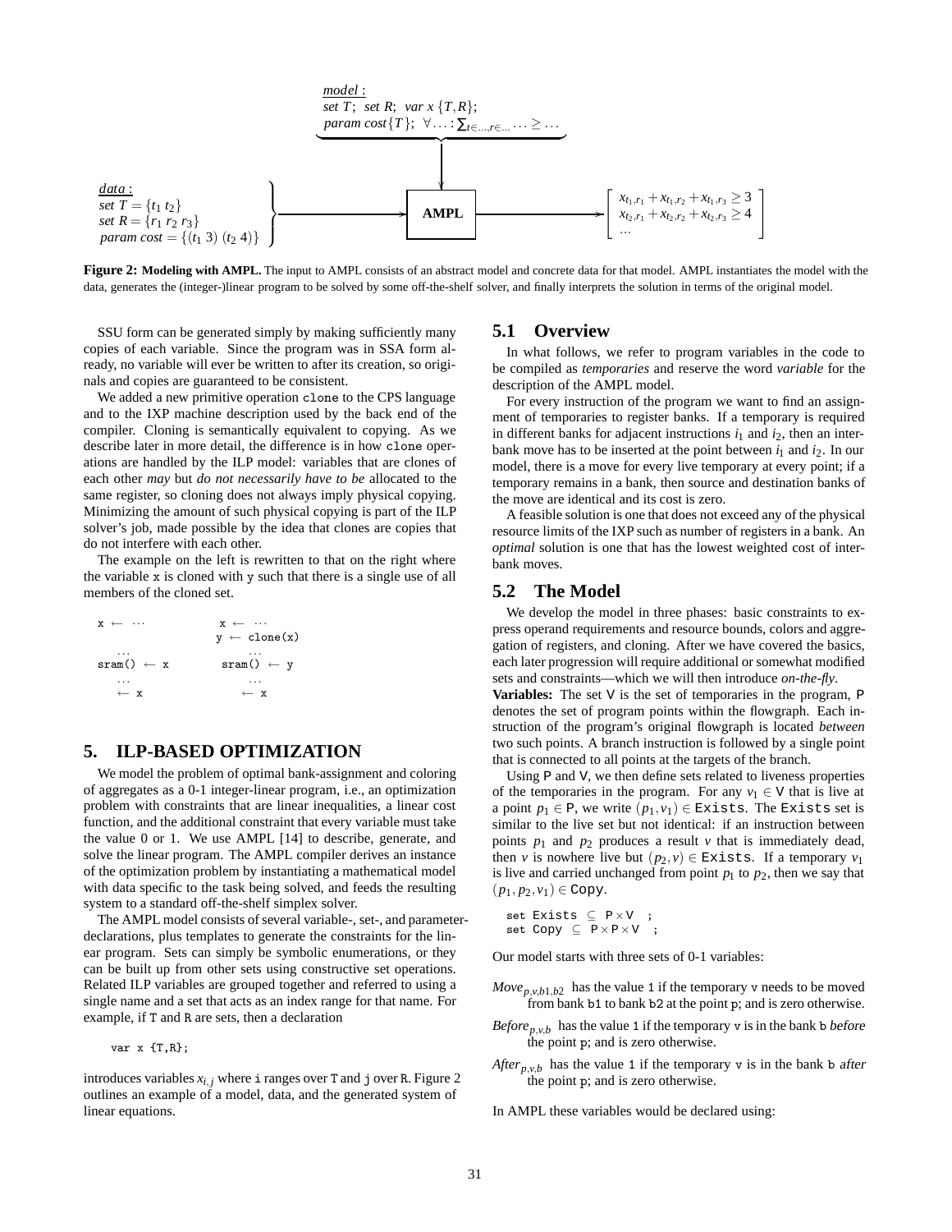*model :*
*set T; set R; var x {T,R};*
*param cost{T};* $\forall \ldots : \sum_{t \in \ldots, r \in \ldots} \cdots \geq \ldots$

*data :*
*set T* $= \{t_1\ t_2\}$
*set R* $= \{r_1\ r_2\ r_3\}$
*param cost* $= \{(t_1\ 3)\ (t_2\ 4)\}$

→ **AMPL** →

$$\begin{bmatrix} x_{t_1,r_1} + x_{t_1,r_2} + x_{t_1,r_3} \geq 3 \\ x_{t_2,r_1} + x_{t_2,r_2} + x_{t_2,r_3} \geq 4 \\ \ldots \end{bmatrix}$$

**Figure 2: Modeling with AMPL.** The input to AMPL consists of an abstract model and concrete data for that model. AMPL instantiates the model with the data, generates the (integer-)linear program to be solved by some off-the-shelf solver, and finally interprets the solution in terms of the original model.

SSU form can be generated simply by making sufficiently many copies of each variable. Since the program was in SSA form already, no variable will ever be written to after its creation, so originals and copies are guaranteed to be consistent.

We added a new primitive operation `clone` to the CPS language and to the IXP machine description used by the back end of the compiler. Cloning is semantically equivalent to copying. As we describe later in more detail, the difference is in how `clone` operations are handled by the ILP model: variables that are clones of each other *may* but *do not necessarily have to be* allocated to the same register, so cloning does not always imply physical copying. Minimizing the amount of such physical copying is part of the ILP solver's job, made possible by the idea that clones are copies that do not interfere with each other.

The example on the left is rewritten to that on the right where the variable `x` is cloned with `y` such that there is a single use of all members of the cloned set.

```
x ← ···              x ← ···
                     y ← clone(x)
  ...                  ...
sram() ← x           sram() ← y
  ...                  ...
  ← x                  ← x
```

# 5. ILP-BASED OPTIMIZATION

We model the problem of optimal bank-assignment and coloring of aggregates as a 0-1 integer-linear program, i.e., an optimization problem with constraints that are linear inequalities, a linear cost function, and the additional constraint that every variable must take the value 0 or 1. We use AMPL [14] to describe, generate, and solve the linear program. The AMPL compiler derives an instance of the optimization problem by instantiating a mathematical model with data specific to the task being solved, and feeds the resulting system to a standard off-the-shelf simplex solver.

The AMPL model consists of several variable-, set-, and parameter-declarations, plus templates to generate the constraints for the linear program. Sets can simply be symbolic enumerations, or they can be built up from other sets using constructive set operations. Related ILP variables are grouped together and referred to using a single name and a set that acts as an index range for that name. For example, if `T` and `R` are sets, then a declaration

```
var x {T,R};
```

introduces variables $x_{i,j}$ where `i` ranges over `T` and `j` over `R`. Figure 2 outlines an example of a model, data, and the generated system of linear equations.

## 5.1 Overview

In what follows, we refer to program variables in the code to be compiled as *temporaries* and reserve the word *variable* for the description of the AMPL model.

For every instruction of the program we want to find an assignment of temporaries to register banks. If a temporary is required in different banks for adjacent instructions $i_1$ and $i_2$, then an inter-bank move has to be inserted at the point between $i_1$ and $i_2$. In our model, there is a move for every live temporary at every point; if a temporary remains in a bank, then source and destination banks of the move are identical and its cost is zero.

A feasible solution is one that does not exceed any of the physical resource limits of the IXP such as number of registers in a bank. An *optimal* solution is one that has the lowest weighted cost of inter-bank moves.

## 5.2 The Model

We develop the model in three phases: basic constraints to express operand requirements and resource bounds, colors and aggregation of registers, and cloning. After we have covered the basics, each later progression will require additional or somewhat modified sets and constraints—which we will then introduce *on-the-fly*.

**Variables:** The set `V` is the set of temporaries in the program, `P` denotes the set of program points within the flowgraph. Each instruction of the program's original flowgraph is located *between* two such points. A branch instruction is followed by a single point that is connected to all points at the targets of the branch.

Using `P` and `V`, we then define sets related to liveness properties of the temporaries in the program. For any $v_1 \in$ `V` that is live at a point $p_1 \in$ `P`, we write $(p_1, v_1) \in$ `Exists`. The `Exists` set is similar to the live set but not identical: if an instruction between points $p_1$ and $p_2$ produces a result $v$ that is immediately dead, then $v$ is nowhere live but $(p_2, v) \in$ `Exists`. If a temporary $v_1$ is live and carried unchanged from point $p_1$ to $p_2$, then we say that $(p_1, p_2, v_1) \in$ `Copy`.

```
set Exists ⊆ P×V ;
set Copy ⊆ P×P×V ;
```

Our model starts with three sets of 0-1 variables:

*Move*$_{p,v,b1,b2}$ has the value `1` if the temporary `v` needs to be moved from bank `b1` to bank `b2` at the point `p`; and is zero otherwise.

*Before*$_{p,v,b}$ has the value `1` if the temporary `v` is in the bank `b` *before* the point `p`; and is zero otherwise.

*After*$_{p,v,b}$ has the value `1` if the temporary `v` is in the bank `b` *after* the point `p`; and is zero otherwise.

In AMPL these variables would be declared using: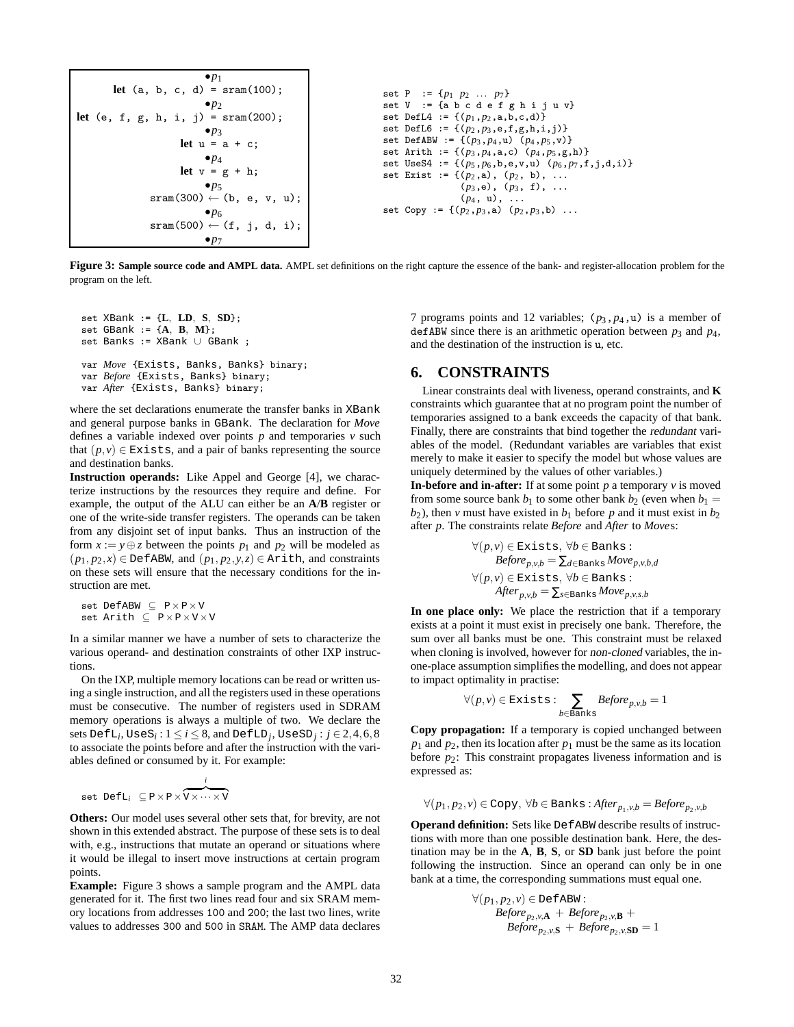```
                    •p1
       let (a, b, c, d) = sram(100);
                    •p2
let (e, f, g, h, i, j) = sram(200);
                    •p3
               let u = a + c;
                    •p4
               let v = g + h;
                    •p5
          sram(300) ← (b, e, v, u);
                    •p6
          sram(500) ← (f, j, d, i);
                    •p7
```

```
set P  := {p1  p2  ...  p7}
set V  := {a b c d e f g h i j u v}
set DefL4 := {(p1,p2,a,b,c,d)}
set DefL6 := {(p2,p3,e,f,g,h,i,j)}
set DefABW := {(p3,p4,u) (p4,p5,v)}
set Arith := {(p3,p4,a,c) (p4,p5,g,h)}
set UseS4 := {(p5,p6,b,e,v,u) (p6,p7,f,j,d,i)}
set Exist := {(p2,a), (p2, b), ...
              (p3,e), (p3, f), ...
              (p4, u), ...
set Copy := {(p2,p3,a) (p2,p3,b) ...
```

**Figure 3: Sample source code and AMPL data.** AMPL set definitions on the right capture the essence of the bank- and register-allocation problem for the program on the left.

```
set XBank := {L, LD, S, SD};
set GBank := {A, B, M};
set Banks := XBank ∪ GBank ;

var Move {Exists, Banks, Banks} binary;
var Before {Exists, Banks} binary;
var After {Exists, Banks} binary;
```

where the set declarations enumerate the transfer banks in XBank and general purpose banks in GBank. The declaration for *Move* defines a variable indexed over points $p$ and temporaries $v$ such that $(p,v) \in$ Exists, and a pair of banks representing the source and destination banks.

**Instruction operands:** Like Appel and George [4], we characterize instructions by the resources they require and define. For example, the output of the ALU can either be an **A**/**B** register or one of the write-side transfer registers. The operands can be taken from any disjoint set of input banks. Thus an instruction of the form $x := y \oplus z$ between the points $p_1$ and $p_2$ will be modeled as $(p_1, p_2, x) \in$ DefABW, and $(p_1, p_2, y, z) \in$ Arith, and constraints on these sets will ensure that the necessary conditions for the instruction are met.

```
set DefABW ⊆ P × P × V
set Arith ⊆ P × P × V × V
```

In a similar manner we have a number of sets to characterize the various operand- and destination constraints of other IXP instructions.

On the IXP, multiple memory locations can be read or written using a single instruction, and all the registers used in these operations must be consecutive. The number of registers used in SDRAM memory operations is always a multiple of two. We declare the sets $\mathtt{DefL}_i$, $\mathtt{UseS}_i : 1 \le i \le 8$, and $\mathtt{DefLD}_j$, $\mathtt{UseSD}_j : j \in 2,4,6,8$ to associate the points before and after the instruction with the variables defined or consumed by it. For example:

$$\texttt{set DefL}_i \subseteq \mathsf{P} \times \mathsf{P} \times \overbrace{\mathsf{V} \times \cdots \times \mathsf{V}}^{i}$$

**Others:** Our model uses several other sets that, for brevity, are not shown in this extended abstract. The purpose of these sets is to deal with, e.g., instructions that mutate an operand or situations where it would be illegal to insert move instructions at certain program points.

**Example:** Figure 3 shows a sample program and the AMPL data generated for it. The first two lines read four and six SRAM memory locations from addresses 100 and 200; the last two lines, write values to addresses 300 and 500 in SRAM. The AMP data declares 7 programs points and 12 variables; $(p_3, p_4, \mathtt{u})$ is a member of defABW since there is an arithmetic operation between $p_3$ and $p_4$, and the destination of the instruction is u, etc.

## 6. CONSTRAINTS

Linear constraints deal with liveness, operand constraints, and **K** constraints which guarantee that at no program point the number of temporaries assigned to a bank exceeds the capacity of that bank. Finally, there are constraints that bind together the *redundant* variables of the model. (Redundant variables are variables that exist merely to make it easier to specify the model but whose values are uniquely determined by the values of other variables.)

**In-before and in-after:** If at some point $p$ a temporary $v$ is moved from some source bank $b_1$ to some other bank $b_2$ (even when $b_1 = b_2$), then $v$ must have existed in $b_1$ before $p$ and it must exist in $b_2$ after $p$. The constraints relate *Before* and *After* to *Move*s:

$$\forall (p,v) \in \mathtt{Exists},\ \forall b \in \mathtt{Banks}: \quad Before_{p,v,b} = \textstyle\sum_{d \in \mathtt{Banks}} Move_{p,v,b,d}$$

$$\forall (p,v) \in \mathtt{Exists},\ \forall b \in \mathtt{Banks}: \quad After_{p,v,b} = \textstyle\sum_{s \in \mathtt{Banks}} Move_{p,v,s,b}$$

**In one place only:** We place the restriction that if a temporary exists at a point it must exist in precisely one bank. Therefore, the sum over all banks must be one. This constraint must be relaxed when cloning is involved, however for *non-cloned* variables, the in-one-place assumption simplifies the modelling, and does not appear to impact optimality in practise:

$$\forall (p,v) \in \mathtt{Exists}: \sum_{b \in \mathtt{Banks}} Before_{p,v,b} = 1$$

**Copy propagation:** If a temporary is copied unchanged between $p_1$ and $p_2$, then its location after $p_1$ must be the same as its location before $p_2$: This constraint propagates liveness information and is expressed as:

$$\forall (p_1, p_2, v) \in \mathtt{Copy},\ \forall b \in \mathtt{Banks}: After_{p_1,v,b} = Before_{p_2,v,b}$$

**Operand definition:** Sets like DefABW describe results of instructions with more than one possible destination bank. Here, the destination may be in the **A**, **B**, **S**, or **SD** bank just before the point following the instruction. Since an operand can only be in one bank at a time, the corresponding summations must equal one.

$$\forall (p_1, p_2, v) \in \mathtt{DefABW}: \quad Before_{p_2,v,\mathbf{A}} + Before_{p_2,v,\mathbf{B}} + Before_{p_2,v,\mathbf{S}} + Before_{p_2,v,\mathbf{SD}} = 1$$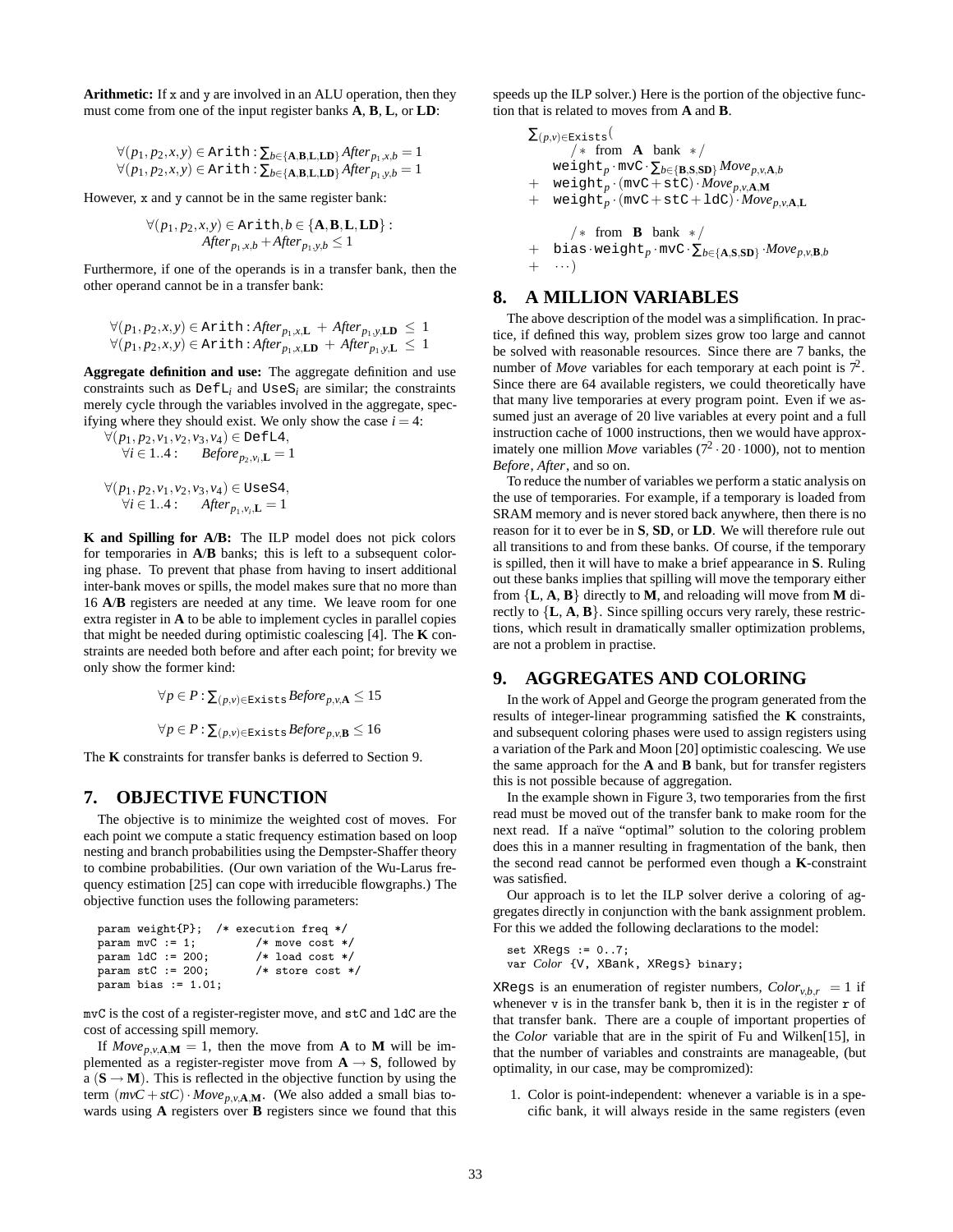**Arithmetic:** If x and y are involved in an ALU operation, then they must come from one of the input register banks **A**, **B**, **L**, or **LD**:

$$\forall (p_1, p_2, x, y) \in \texttt{Arith} : \sum_{b \in \{\mathbf{A},\mathbf{B},\mathbf{L},\mathbf{LD}\}} After_{p_1,x,b} = 1$$
$$\forall (p_1, p_2, x, y) \in \texttt{Arith} : \sum_{b \in \{\mathbf{A},\mathbf{B},\mathbf{L},\mathbf{LD}\}} After_{p_1,y,b} = 1$$

However, x and y cannot be in the same register bank:

$$\forall (p_1, p_2, x, y) \in \texttt{Arith}, b \in \{\mathbf{A},\mathbf{B},\mathbf{L},\mathbf{LD}\} : After_{p_1,x,b} + After_{p_1,y,b} \leq 1$$

Furthermore, if one of the operands is in a transfer bank, then the other operand cannot be in a transfer bank:

$$\forall (p_1, p_2, x, y) \in \texttt{Arith} : After_{p_1,x,\mathbf{L}} + After_{p_1,y,\mathbf{LD}} \leq 1$$
$$\forall (p_1, p_2, x, y) \in \texttt{Arith} : After_{p_1,x,\mathbf{LD}} + After_{p_1,y,\mathbf{L}} \leq 1$$

**Aggregate definition and use:** The aggregate definition and use constraints such as $\texttt{DefL}_i$ and $\texttt{UseS}_i$ are similar; the constraints merely cycle through the variables involved in the aggregate, specifying where they should exist. We only show the case $i = 4$:

$$\forall (p_1, p_2, v_1, v_2, v_3, v_4) \in \texttt{DefL4}, \quad \forall i \in 1..4 : \quad Before_{p_2,v_i,\mathbf{L}} = 1$$

$$\forall (p_1, p_2, v_1, v_2, v_3, v_4) \in \texttt{UseS4}, \quad \forall i \in 1..4 : \quad After_{p_1,v_i,\mathbf{L}} = 1$$

**K and Spilling for A/B:** The ILP model does not pick colors for temporaries in **A**/**B** banks; this is left to a subsequent coloring phase. To prevent that phase from having to insert additional inter-bank moves or spills, the model makes sure that no more than 16 **A**/**B** registers are needed at any time. We leave room for one extra register in **A** to be able to implement cycles in parallel copies that might be needed during optimistic coalescing [4]. The **K** constraints are needed both before and after each point; for brevity we only show the former kind:

$$\forall p \in P : \sum_{(p,v) \in \texttt{Exists}} Before_{p,v,\mathbf{A}} \leq 15$$

$$\forall p \in P : \sum_{(p,v) \in \texttt{Exists}} Before_{p,v,\mathbf{B}} \leq 16$$

The **K** constraints for transfer banks is deferred to Section 9.

## 7. OBJECTIVE FUNCTION

The objective is to minimize the weighted cost of moves. For each point we compute a static frequency estimation based on loop nesting and branch probabilities using the Dempster-Shaffer theory to combine probabilities. (Our own variation of the Wu-Larus frequency estimation [25] can cope with irreducible flowgraphs.) The objective function uses the following parameters:

```
param weight{P};  /* execution freq */
param mvC := 1;          /* move cost */
param ldC := 200;        /* load cost */
param stC := 200;        /* store cost */
param bias := 1.01;
```

mvC is the cost of a register-register move, and stC and ldC are the cost of accessing spill memory.

If $Move_{p,v,\mathbf{A},\mathbf{M}} = 1$, then the move from **A** to **M** will be implemented as a register-register move from $\mathbf{A} \to \mathbf{S}$, followed by a $(\mathbf{S} \to \mathbf{M})$. This is reflected in the objective function by using the term $(mvC + stC) \cdot Move_{p,v,\mathbf{A},\mathbf{M}}$. (We also added a small bias towards using **A** registers over **B** registers since we found that this speeds up the ILP solver.) Here is the portion of the objective function that is related to moves from **A** and **B**.

$$\begin{aligned}
&\textstyle\sum_{(p,v) \in \texttt{Exists}} ( \\
&\qquad /* \text{ from } \mathbf{A} \text{ bank } */ \\
&\quad \texttt{weight}_p \cdot \texttt{mvC} \cdot \textstyle\sum_{b \in \{\mathbf{B},\mathbf{S},\mathbf{SD}\}} Move_{p,v,\mathbf{A},b} \\
&+ \ \texttt{weight}_p \cdot (\texttt{mvC} + \texttt{stC}) \cdot Move_{p,v,\mathbf{A},\mathbf{M}} \\
&+ \ \texttt{weight}_p \cdot (\texttt{mvC} + \texttt{stC} + \texttt{ldC}) \cdot Move_{p,v,\mathbf{A},\mathbf{L}} \\
&\qquad /* \text{ from } \mathbf{B} \text{ bank } */ \\
&+ \ \texttt{bias} \cdot \texttt{weight}_p \cdot \texttt{mvC} \cdot \textstyle\sum_{b \in \{\mathbf{A},\mathbf{S},\mathbf{SD}\}} \cdot Move_{p,v,\mathbf{B},b} \\
&+ \ \cdots)
\end{aligned}$$

## 8. A MILLION VARIABLES

The above description of the model was a simplification. In practice, if defined this way, problem sizes grow too large and cannot be solved with reasonable resources. Since there are 7 banks, the number of *Move* variables for each temporary at each point is $7^2$. Since there are 64 available registers, we could theoretically have that many live temporaries at every program point. Even if we assumed just an average of 20 live variables at every point and a full instruction cache of 1000 instructions, then we would have approximately one million *Move* variables ($7^2 \cdot 20 \cdot 1000$), not to mention *Before*, *After*, and so on.

To reduce the number of variables we perform a static analysis on the use of temporaries. For example, if a temporary is loaded from SRAM memory and is never stored back anywhere, then there is no reason for it to ever be in **S**, **SD**, or **LD**. We will therefore rule out all transitions to and from these banks. Of course, if the temporary is spilled, then it will have to make a brief appearance in **S**. Ruling out these banks implies that spilling will move the temporary either from {**L**, **A**, **B**} directly to **M**, and reloading will move from **M** directly to {**L**, **A**, **B**}. Since spilling occurs very rarely, these restrictions, which result in dramatically smaller optimization problems, are not a problem in practise.

## 9. AGGREGATES AND COLORING

In the work of Appel and George the program generated from the results of integer-linear programming satisfied the **K** constraints, and subsequent coloring phases were used to assign registers using a variation of the Park and Moon [20] optimistic coalescing. We use the same approach for the **A** and **B** bank, but for transfer registers this is not possible because of aggregation.

In the example shown in Figure 3, two temporaries from the first read must be moved out of the transfer bank to make room for the next read. If a naïve "optimal" solution to the coloring problem does this in a manner resulting in fragmentation of the bank, then the second read cannot be performed even though a **K**-constraint was satisfied.

Our approach is to let the ILP solver derive a coloring of aggregates directly in conjunction with the bank assignment problem. For this we added the following declarations to the model:

```
set XRegs := 0..7;
var Color {V, XBank, XRegs} binary;
```

XRegs is an enumeration of register numbers, $Color_{v,b,r} = 1$ if whenever v is in the transfer bank b, then it is in the register r of that transfer bank. There are a couple of important properties of the *Color* variable that are in the spirit of Fu and Wilken[15], in that the number of variables and constraints are manageable, (but optimality, in our case, may be compromized):

1. Color is point-independent: whenever a variable is in a specific bank, it will always reside in the same registers (even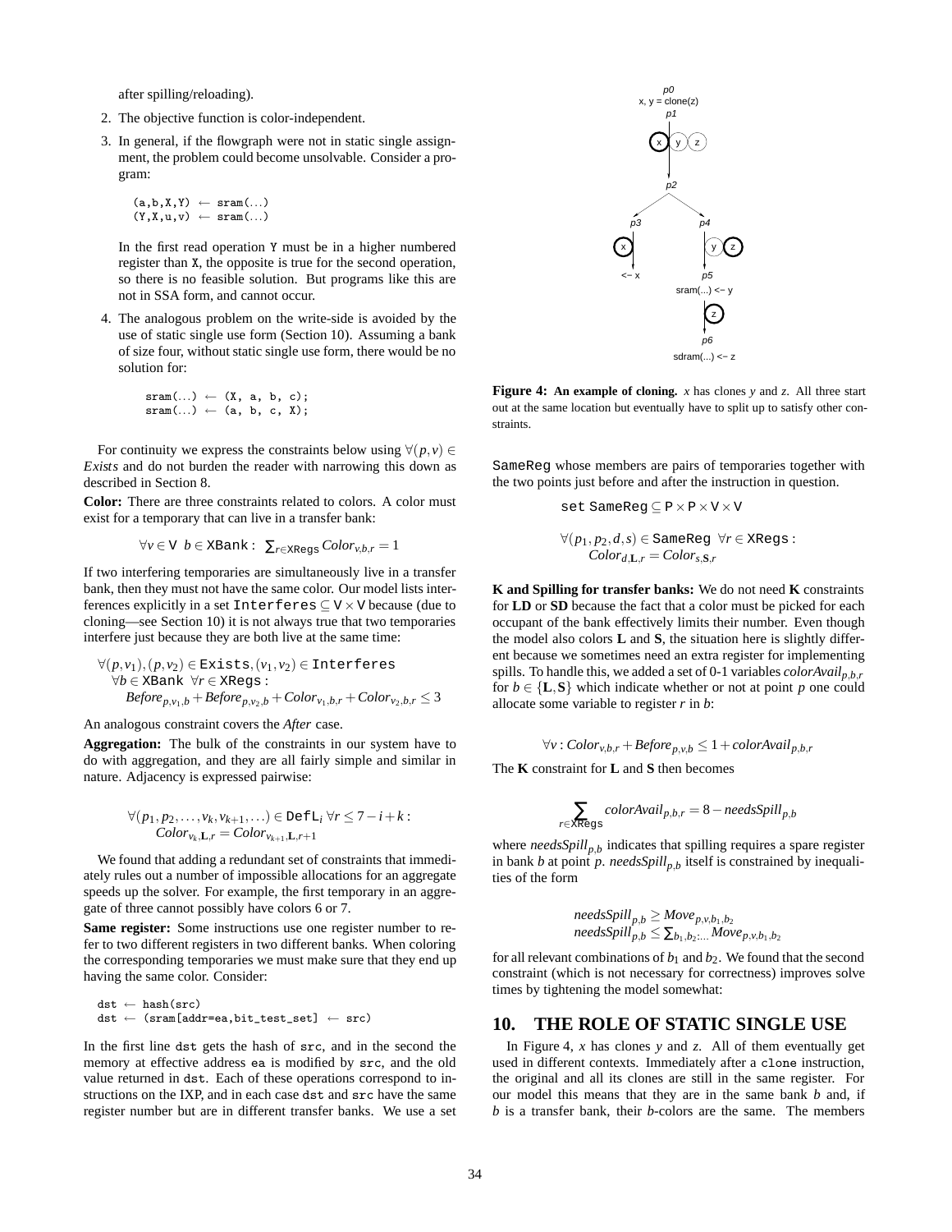after spilling/reloading).

2. The objective function is color-independent.

3. In general, if the flowgraph were not in static single assignment, the problem could become unsolvable. Consider a program:

```
(a,b,X,Y) ← sram(...)
(Y,X,u,v) ← sram(...)
```

   In the first read operation Y must be in a higher numbered register than X, the opposite is true for the second operation, so there is no feasible solution. But programs like this are not in SSA form, and cannot occur.

4. The analogous problem on the write-side is avoided by the use of static single use form (Section 10). Assuming a bank of size four, without static single use form, there would be no solution for:

```
sram(...) ← (X, a, b, c);
sram(...) ← (a, b, c, X);
```

For continuity we express the constraints below using $\forall(p,v) \in$ *Exists* and do not burden the reader with narrowing this down as described in Section 8.

**Color:** There are three constraints related to colors. A color must exist for a temporary that can live in a transfer bank:

$$\forall v \in \texttt{V} \;\; b \in \texttt{XBank} : \;\; \sum_{r \in \texttt{XRegs}} Color_{v,b,r} = 1$$

If two interfering temporaries are simultaneously live in a transfer bank, then they must not have the same color. Our model lists interferences explicitly in a set $\texttt{Interferes} \subseteq \texttt{V} \times \texttt{V}$ because (due to cloning—see Section 10) it is not always true that two temporaries interfere just because they are both live at the same time:

$$\begin{array}{l}\forall (p,v_1),(p,v_2) \in \texttt{Exists}, (v_1,v_2) \in \texttt{Interferes} \\ \quad \forall b \in \texttt{XBank} \;\; \forall r \in \texttt{XRegs} : \\ \qquad Before_{p,v_1,b} + Before_{p,v_2,b} + Color_{v_1,b,r} + Color_{v_2,b,r} \leq 3\end{array}$$

An analogous constraint covers the *After* case.

**Aggregation:** The bulk of the constraints in our system have to do with aggregation, and they are all fairly simple and similar in nature. Adjacency is expressed pairwise:

$$\begin{array}{l}\forall (p_1, p_2, \ldots, v_k, v_{k+1}, \ldots) \in \texttt{DefL}_i \;\; \forall r \leq 7 - i + k : \\ \qquad Color_{v_k,\mathbf{L},r} = Color_{v_{k+1},\mathbf{L},r+1}\end{array}$$

We found that adding a redundant set of constraints that immediately rules out a number of impossible allocations for an aggregate speeds up the solver. For example, the first temporary in an aggregate of three cannot possibly have colors 6 or 7.

**Same register:** Some instructions use one register number to refer to two different registers in two different banks. When coloring the corresponding temporaries we must make sure that they end up having the same color. Consider:

```
dst ← hash(src)
dst ← (sram[addr=ea,bit_test_set] ← src)
```

In the first line dst gets the hash of src, and in the second the memory at effective address ea is modified by src, and the old value returned in dst. Each of these operations correspond to instructions on the IXP, and in each case dst and src have the same register number but are in different transfer banks. We use a set SameReg whose members are pairs of temporaries together with the two points just before and after the instruction in question.

$$\texttt{set SameReg} \subseteq \texttt{P} \times \texttt{P} \times \texttt{V} \times \texttt{V}$$

$$\begin{array}{l}\forall (p_1, p_2, d, s) \in \texttt{SameReg} \;\; \forall r \in \texttt{XRegs} : \\ \qquad Color_{d,\mathbf{L},r} = Color_{s,\mathbf{S},r}\end{array}$$

**K and Spilling for transfer banks:** We do not need **K** constraints for **LD** or **SD** because the fact that a color must be picked for each occupant of the bank effectively limits their number. Even though the model also colors **L** and **S**, the situation here is slightly different because we sometimes need an extra register for implementing spills. To handle this, we added a set of 0-1 variables $colorAvail_{p,b,r}$ for $b \in \{\mathbf{L},\mathbf{S}\}$ which indicate whether or not at point $p$ one could allocate some variable to register $r$ in $b$:

$$\forall v : Color_{v,b,r} + Before_{p,v,b} \leq 1 + colorAvail_{p,b,r}$$

The **K** constraint for **L** and **S** then becomes

$$\sum_{r \in \texttt{XRegs}} colorAvail_{p,b,r} = 8 - needsSpill_{p,b}$$

where $needsSpill_{p,b}$ indicates that spilling requires a spare register in bank $b$ at point $p$. $needsSpill_{p,b}$ itself is constrained by inequalities of the form

$$\begin{array}{l}needsSpill_{p,b} \geq Move_{p,v,b_1,b_2} \\ needsSpill_{p,b} \leq \sum_{b_1,b_2:\ldots} Move_{p,v,b_1,b_2}\end{array}$$

for all relevant combinations of $b_1$ and $b_2$. We found that the second constraint (which is not necessary for correctness) improves solve times by tightening the model somewhat:

**Figure 4: An example of cloning.** $x$ has clones $y$ and $z$. All three start out at the same location but eventually have to split up to satisfy other constraints.

## 10. THE ROLE OF STATIC SINGLE USE

In Figure 4, $x$ has clones $y$ and $z$. All of them eventually get used in different contexts. Immediately after a clone instruction, the original and all its clones are still in the same register. For our model this means that they are in the same bank $b$ and, if $b$ is a transfer bank, their $b$-colors are the same. The members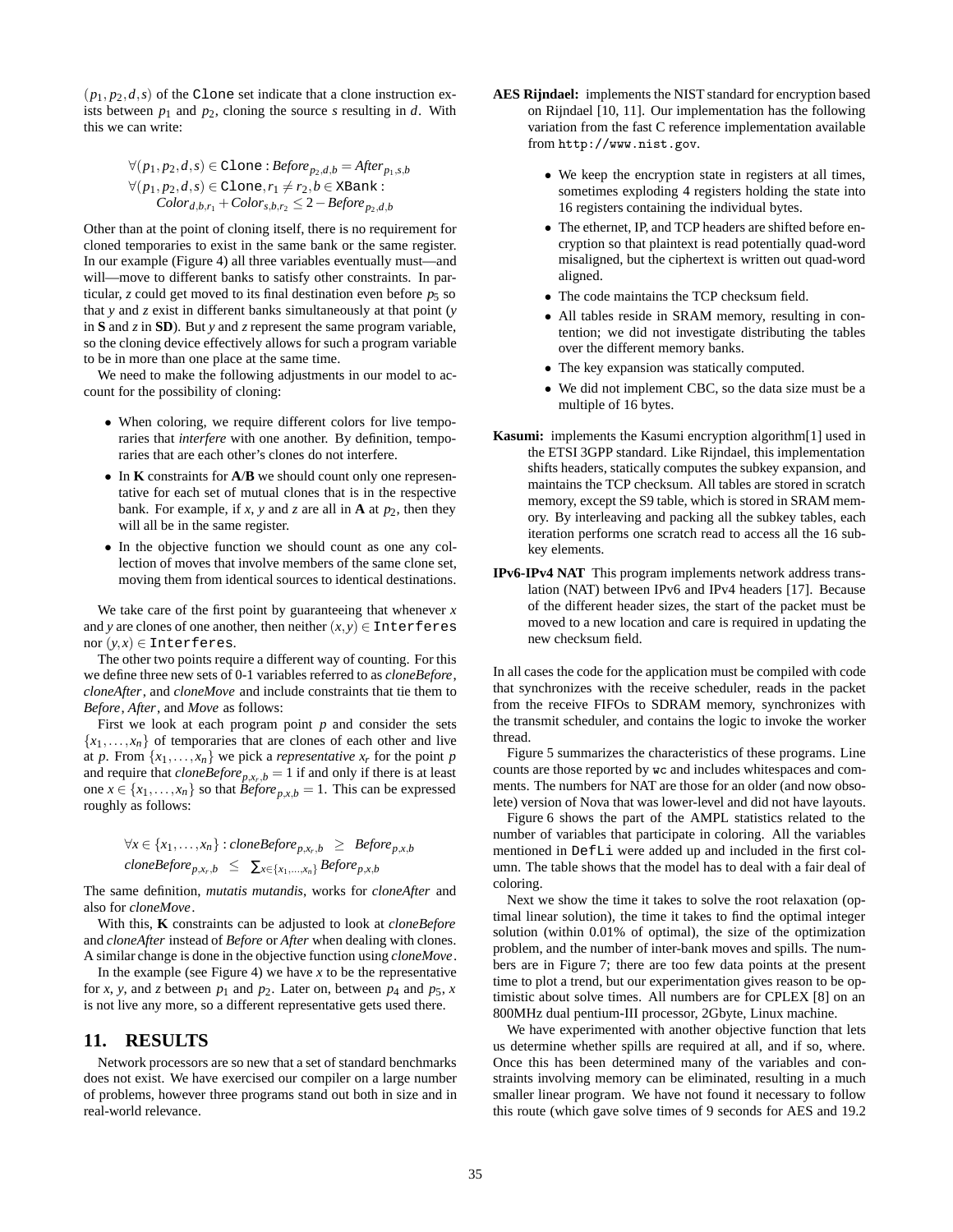$(p_1, p_2, d, s)$ of the Clone set indicate that a clone instruction exists between $p_1$ and $p_2$, cloning the source $s$ resulting in $d$. With this we can write:

$$\forall (p_1, p_2, d, s) \in \texttt{Clone} : Before_{p_2,d,b} = After_{p_1,s,b}$$
$$\forall (p_1, p_2, d, s) \in \texttt{Clone}, r_1 \neq r_2, b \in \texttt{XBank} :$$
$$Color_{d,b,r_1} + Color_{s,b,r_2} \leq 2 - Before_{p_2,d,b}$$

Other than at the point of cloning itself, there is no requirement for cloned temporaries to exist in the same bank or the same register. In our example (Figure 4) all three variables eventually must—and will—move to different banks to satisfy other constraints. In particular, $z$ could get moved to its final destination even before $p_5$ so that $y$ and $z$ exist in different banks simultaneously at that point ($y$ in **S** and $z$ in **SD**). But $y$ and $z$ represent the same program variable, so the cloning device effectively allows for such a program variable to be in more than one place at the same time.

We need to make the following adjustments in our model to account for the possibility of cloning:

- When coloring, we require different colors for live temporaries that *interfere* with one another. By definition, temporaries that are each other's clones do not interfere.
- In **K** constraints for **A**/**B** we should count only one representative for each set of mutual clones that is in the respective bank. For example, if $x$, $y$ and $z$ are all in **A** at $p_2$, then they will all be in the same register.
- In the objective function we should count as one any collection of moves that involve members of the same clone set, moving them from identical sources to identical destinations.

We take care of the first point by guaranteeing that whenever $x$ and $y$ are clones of one another, then neither $(x, y) \in \texttt{Interferes}$ nor $(y, x) \in \texttt{Interferes}$.

The other two points require a different way of counting. For this we define three new sets of 0-1 variables referred to as *cloneBefore*, *cloneAfter*, and *cloneMove* and include constraints that tie them to *Before*, *After*, and *Move* as follows:

First we look at each program point $p$ and consider the sets $\{x_1, \ldots, x_n\}$ of temporaries that are clones of each other and live at $p$. From $\{x_1, \ldots, x_n\}$ we pick a *representative* $x_r$ for the point $p$ and require that $cloneBefore_{p,x_r,b} = 1$ if and only if there is at least one $x \in \{x_1, \ldots, x_n\}$ so that $Before_{p,x,b} = 1$. This can be expressed roughly as follows:

$$\forall x \in \{x_1, \ldots, x_n\} : cloneBefore_{p,x_r,b} \;\; \geq \;\; Before_{p,x,b}$$
$$cloneBefore_{p,x_r,b} \;\; \leq \;\; \textstyle\sum_{x \in \{x_1,\ldots,x_n\}} Before_{p,x,b}$$

The same definition, *mutatis mutandis*, works for *cloneAfter* and also for *cloneMove*.

With this, **K** constraints can be adjusted to look at *cloneBefore* and *cloneAfter* instead of *Before* or *After* when dealing with clones. A similar change is done in the objective function using *cloneMove*.

In the example (see Figure 4) we have $x$ to be the representative for $x$, $y$, and $z$ between $p_1$ and $p_2$. Later on, between $p_4$ and $p_5$, $x$ is not live any more, so a different representative gets used there.

## 11. RESULTS

Network processors are so new that a set of standard benchmarks does not exist. We have exercised our compiler on a large number of problems, however three programs stand out both in size and in real-world relevance.

**AES Rijndael:** implements the NIST standard for encryption based on Rijndael [10, 11]. Our implementation has the following variation from the fast C reference implementation available from http://www.nist.gov.

- We keep the encryption state in registers at all times, sometimes exploding 4 registers holding the state into 16 registers containing the individual bytes.
- The ethernet, IP, and TCP headers are shifted before encryption so that plaintext is read potentially quad-word misaligned, but the ciphertext is written out quad-word aligned.
- The code maintains the TCP checksum field.
- All tables reside in SRAM memory, resulting in contention; we did not investigate distributing the tables over the different memory banks.
- The key expansion was statically computed.
- We did not implement CBC, so the data size must be a multiple of 16 bytes.

**Kasumi:** implements the Kasumi encryption algorithm[1] used in the ETSI 3GPP standard. Like Rijndael, this implementation shifts headers, statically computes the subkey expansion, and maintains the TCP checksum. All tables are stored in scratch memory, except the S9 table, which is stored in SRAM memory. By interleaving and packing all the subkey tables, each iteration performs one scratch read to access all the 16 subkey elements.

**IPv6-IPv4 NAT** This program implements network address translation (NAT) between IPv6 and IPv4 headers [17]. Because of the different header sizes, the start of the packet must be moved to a new location and care is required in updating the new checksum field.

In all cases the code for the application must be compiled with code that synchronizes with the receive scheduler, reads in the packet from the receive FIFOs to SDRAM memory, synchronizes with the transmit scheduler, and contains the logic to invoke the worker thread.

Figure 5 summarizes the characteristics of these programs. Line counts are those reported by wc and includes whitespaces and comments. The numbers for NAT are those for an older (and now obsolete) version of Nova that was lower-level and did not have layouts.

Figure 6 shows the part of the AMPL statistics related to the number of variables that participate in coloring. All the variables mentioned in DefLi were added up and included in the first column. The table shows that the model has to deal with a fair deal of coloring.

Next we show the time it takes to solve the root relaxation (optimal linear solution), the time it takes to find the optimal integer solution (within 0.01% of optimal), the size of the optimization problem, and the number of inter-bank moves and spills. The numbers are in Figure 7; there are too few data points at the present time to plot a trend, but our experimentation gives reason to be optimistic about solve times. All numbers are for CPLEX [8] on an 800MHz dual pentium-III processor, 2Gbyte, Linux machine.

We have experimented with another objective function that lets us determine whether spills are required at all, and if so, where. Once this has been determined many of the variables and constraints involving memory can be eliminated, resulting in a much smaller linear program. We have not found it necessary to follow this route (which gave solve times of 9 seconds for AES and 19.2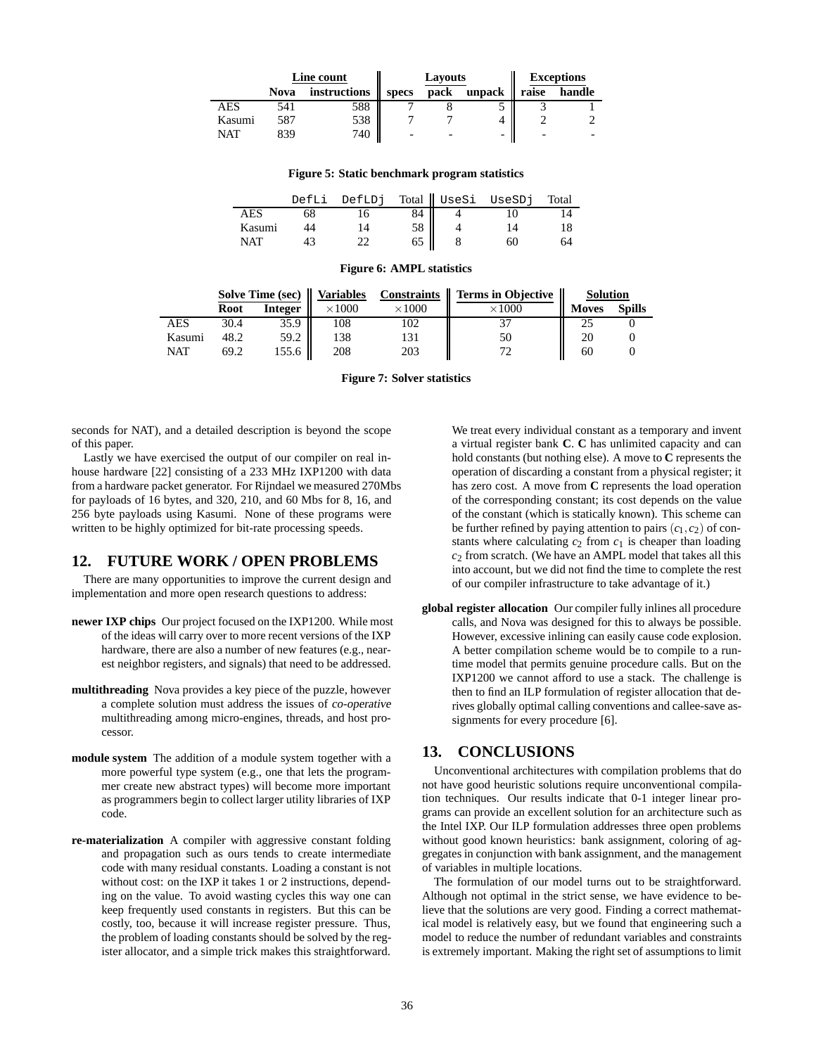|  | Line count |  | Layouts |  |  | Exceptions |  |
|---|---|---|---|---|---|---|---|
|  | Nova | instructions | specs | pack | unpack | raise | handle |
| AES | 541 | 588 | 7 | 8 | 5 | 3 | 1 |
| Kasumi | 587 | 538 | 7 | 7 | 4 | 2 | 2 |
| NAT | 839 | 740 | - | - | - | - | - |

**Figure 5: Static benchmark program statistics**

|  | DefLi | DefLDj | Total | UseSi | UseSDj | Total |
|---|---|---|---|---|---|---|
| AES | 68 | 16 | 84 | 4 | 10 | 14 |
| Kasumi | 44 | 14 | 58 | 4 | 14 | 18 |
| NAT | 43 | 22 | 65 | 8 | 60 | 64 |

**Figure 6: AMPL statistics**

|  | Solve Time (sec) |  | Variables | Constraints | Terms in Objective | Solution |  |
|---|---|---|---|---|---|---|---|
|  | Root | Integer | $\times 1000$ | $\times 1000$ | $\times 1000$ | Moves | Spills |
| AES | 30.4 | 35.9 | 108 | 102 | 37 | 25 | 0 |
| Kasumi | 48.2 | 59.2 | 138 | 131 | 50 | 20 | 0 |
| NAT | 69.2 | 155.6 | 208 | 203 | 72 | 60 | 0 |

**Figure 7: Solver statistics**

seconds for NAT), and a detailed description is beyond the scope of this paper.

Lastly we have exercised the output of our compiler on real in-house hardware [22] consisting of a 233 MHz IXP1200 with data from a hardware packet generator. For Rijndael we measured 270Mbs for payloads of 16 bytes, and 320, 210, and 60 Mbs for 8, 16, and 256 byte payloads using Kasumi. None of these programs were written to be highly optimized for bit-rate processing speeds.

## 12. FUTURE WORK / OPEN PROBLEMS

There are many opportunities to improve the current design and implementation and more open research questions to address:

**newer IXP chips** Our project focused on the IXP1200. While most of the ideas will carry over to more recent versions of the IXP hardware, there are also a number of new features (e.g., nearest neighbor registers, and signals) that need to be addressed.

**multithreading** Nova provides a key piece of the puzzle, however a complete solution must address the issues of *co-operative* multithreading among micro-engines, threads, and host processor.

**module system** The addition of a module system together with a more powerful type system (e.g., one that lets the programmer create new abstract types) will become more important as programmers begin to collect larger utility libraries of IXP code.

**re-materialization** A compiler with aggressive constant folding and propagation such as ours tends to create intermediate code with many residual constants. Loading a constant is not without cost: on the IXP it takes 1 or 2 instructions, depending on the value. To avoid wasting cycles this way one can keep frequently used constants in registers. But this can be costly, too, because it will increase register pressure. Thus, the problem of loading constants should be solved by the register allocator, and a simple trick makes this straightforward.

We treat every individual constant as a temporary and invent a virtual register bank **C**. **C** has unlimited capacity and can hold constants (but nothing else). A move to **C** represents the operation of discarding a constant from a physical register; it has zero cost. A move from **C** represents the load operation of the corresponding constant; its cost depends on the value of the constant (which is statically known). This scheme can be further refined by paying attention to pairs $(c_1, c_2)$ of constants where calculating $c_2$ from $c_1$ is cheaper than loading $c_2$ from scratch. (We have an AMPL model that takes all this into account, but we did not find the time to complete the rest of our compiler infrastructure to take advantage of it.)

**global register allocation** Our compiler fully inlines all procedure calls, and Nova was designed for this to always be possible. However, excessive inlining can easily cause code explosion. A better compilation scheme would be to compile to a runtime model that permits genuine procedure calls. But on the IXP1200 we cannot afford to use a stack. The challenge is then to find an ILP formulation of register allocation that derives globally optimal calling conventions and callee-save assignments for every procedure [6].

## 13. CONCLUSIONS

Unconventional architectures with compilation problems that do not have good heuristic solutions require unconventional compilation techniques. Our results indicate that 0-1 integer linear programs can provide an excellent solution for an architecture such as the Intel IXP. Our ILP formulation addresses three open problems without good known heuristics: bank assignment, coloring of aggregates in conjunction with bank assignment, and the management of variables in multiple locations.

The formulation of our model turns out to be straightforward. Although not optimal in the strict sense, we have evidence to believe that the solutions are very good. Finding a correct mathematical model is relatively easy, but we found that engineering such a model to reduce the number of redundant variables and constraints is extremely important. Making the right set of assumptions to limit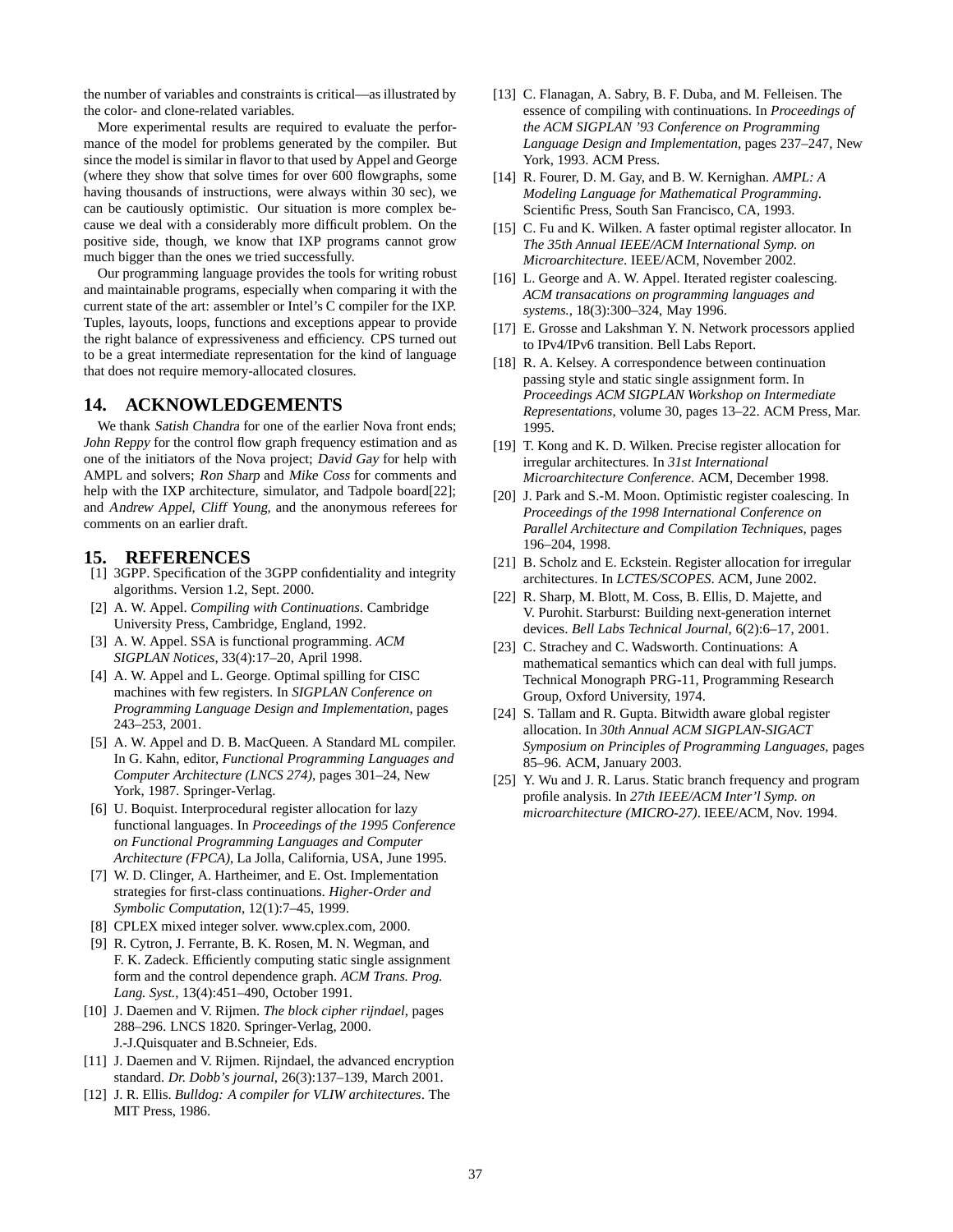the number of variables and constraints is critical—as illustrated by the color- and clone-related variables.

More experimental results are required to evaluate the performance of the model for problems generated by the compiler. But since the model is similar in flavor to that used by Appel and George (where they show that solve times for over 600 flowgraphs, some having thousands of instructions, were always within 30 sec), we can be cautiously optimistic. Our situation is more complex because we deal with a considerably more difficult problem. On the positive side, though, we know that IXP programs cannot grow much bigger than the ones we tried successfully.

Our programming language provides the tools for writing robust and maintainable programs, especially when comparing it with the current state of the art: assembler or Intel's C compiler for the IXP. Tuples, layouts, loops, functions and exceptions appear to provide the right balance of expressiveness and efficiency. CPS turned out to be a great intermediate representation for the kind of language that does not require memory-allocated closures.

## 14. ACKNOWLEDGEMENTS

We thank *Satish Chandra* for one of the earlier Nova front ends; *John Reppy* for the control flow graph frequency estimation and as one of the initiators of the Nova project; *David Gay* for help with AMPL and solvers; *Ron Sharp* and *Mike Coss* for comments and help with the IXP architecture, simulator, and Tadpole board[22]; and *Andrew Appel*, *Cliff Young*, and the anonymous referees for comments on an earlier draft.

## 15. REFERENCES

[1] 3GPP. Specification of the 3GPP confidentiality and integrity algorithms. Version 1.2, Sept. 2000.

[2] A. W. Appel. *Compiling with Continuations*. Cambridge University Press, Cambridge, England, 1992.

[3] A. W. Appel. SSA is functional programming. *ACM SIGPLAN Notices*, 33(4):17–20, April 1998.

[4] A. W. Appel and L. George. Optimal spilling for CISC machines with few registers. In *SIGPLAN Conference on Programming Language Design and Implementation*, pages 243–253, 2001.

[5] A. W. Appel and D. B. MacQueen. A Standard ML compiler. In G. Kahn, editor, *Functional Programming Languages and Computer Architecture (LNCS 274)*, pages 301–24, New York, 1987. Springer-Verlag.

[6] U. Boquist. Interprocedural register allocation for lazy functional languages. In *Proceedings of the 1995 Conference on Functional Programming Languages and Computer Architecture (FPCA)*, La Jolla, California, USA, June 1995.

[7] W. D. Clinger, A. Hartheimer, and E. Ost. Implementation strategies for first-class continuations. *Higher-Order and Symbolic Computation*, 12(1):7–45, 1999.

[8] CPLEX mixed integer solver. www.cplex.com, 2000.

[9] R. Cytron, J. Ferrante, B. K. Rosen, M. N. Wegman, and F. K. Zadeck. Efficiently computing static single assignment form and the control dependence graph. *ACM Trans. Prog. Lang. Syst.*, 13(4):451–490, October 1991.

[10] J. Daemen and V. Rijmen. *The block cipher rijndael*, pages 288–296. LNCS 1820. Springer-Verlag, 2000. J.-J.Quisquater and B.Schneier, Eds.

[11] J. Daemen and V. Rijmen. Rijndael, the advanced encryption standard. *Dr. Dobb's journal*, 26(3):137–139, March 2001.

[12] J. R. Ellis. *Bulldog: A compiler for VLIW architectures*. The MIT Press, 1986.

[13] C. Flanagan, A. Sabry, B. F. Duba, and M. Felleisen. The essence of compiling with continuations. In *Proceedings of the ACM SIGPLAN '93 Conference on Programming Language Design and Implementation*, pages 237–247, New York, 1993. ACM Press.

[14] R. Fourer, D. M. Gay, and B. W. Kernighan. *AMPL: A Modeling Language for Mathematical Programming*. Scientific Press, South San Francisco, CA, 1993.

[15] C. Fu and K. Wilken. A faster optimal register allocator. In *The 35th Annual IEEE/ACM International Symp. on Microarchitecture*. IEEE/ACM, November 2002.

[16] L. George and A. W. Appel. Iterated register coalescing. *ACM transacations on programming languages and systems.*, 18(3):300–324, May 1996.

[17] E. Grosse and Lakshman Y. N. Network processors applied to IPv4/IPv6 transition. Bell Labs Report.

[18] R. A. Kelsey. A correspondence between continuation passing style and static single assignment form. In *Proceedings ACM SIGPLAN Workshop on Intermediate Representations*, volume 30, pages 13–22. ACM Press, Mar. 1995.

[19] T. Kong and K. D. Wilken. Precise register allocation for irregular architectures. In *31st International Microarchitecture Conference*. ACM, December 1998.

[20] J. Park and S.-M. Moon. Optimistic register coalescing. In *Proceedings of the 1998 International Conference on Parallel Architecture and Compilation Techniques*, pages 196–204, 1998.

[21] B. Scholz and E. Eckstein. Register allocation for irregular architectures. In *LCTES/SCOPES*. ACM, June 2002.

[22] R. Sharp, M. Blott, M. Coss, B. Ellis, D. Majette, and V. Purohit. Starburst: Building next-generation internet devices. *Bell Labs Technical Journal*, 6(2):6–17, 2001.

[23] C. Strachey and C. Wadsworth. Continuations: A mathematical semantics which can deal with full jumps. Technical Monograph PRG-11, Programming Research Group, Oxford University, 1974.

[24] S. Tallam and R. Gupta. Bitwidth aware global register allocation. In *30th Annual ACM SIGPLAN-SIGACT Symposium on Principles of Programming Languages*, pages 85–96. ACM, January 2003.

[25] Y. Wu and J. R. Larus. Static branch frequency and program profile analysis. In *27th IEEE/ACM Inter'l Symp. on microarchitecture (MICRO-27)*. IEEE/ACM, Nov. 1994.